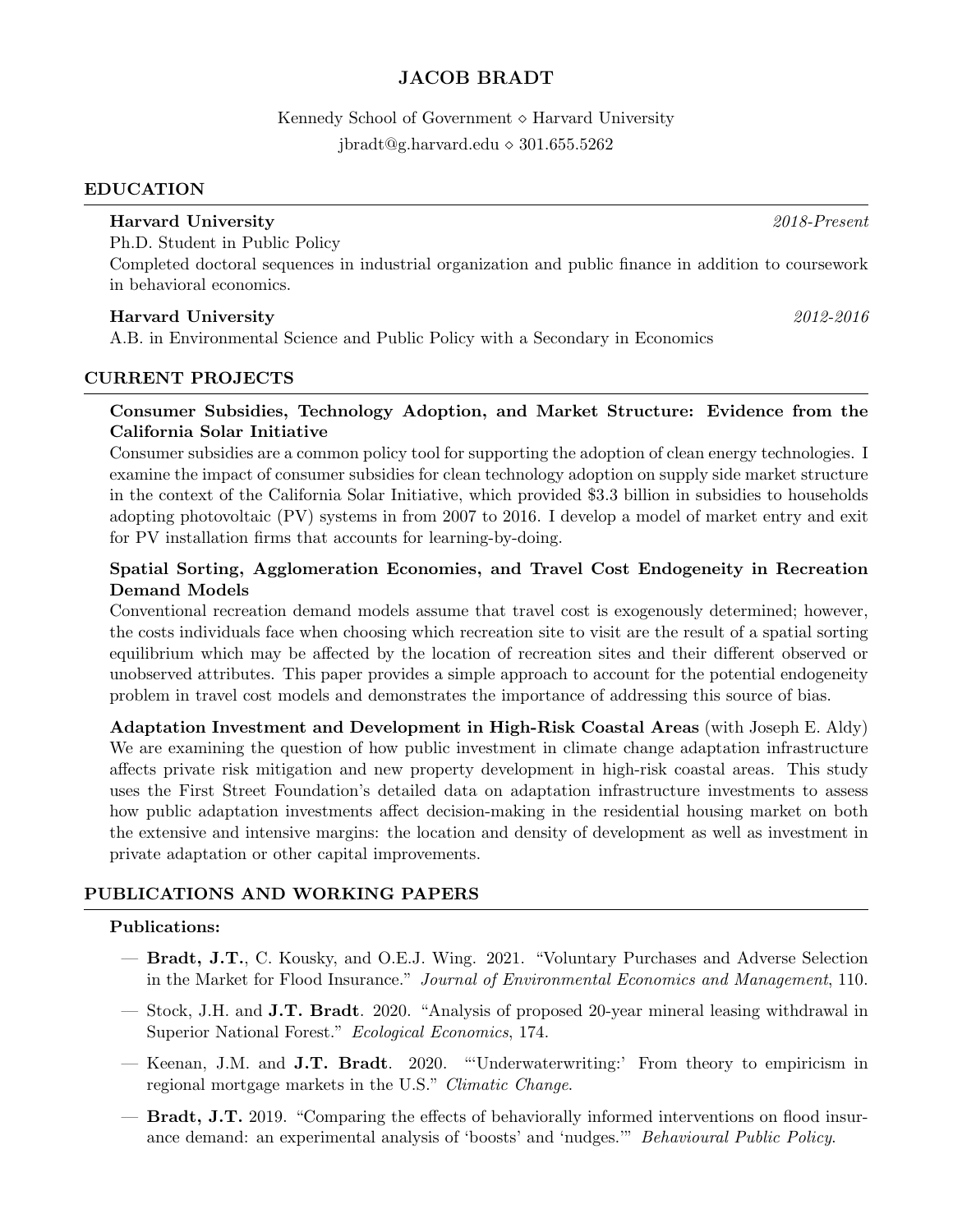# JACOB BRADT

Kennedy School of Government ⋄ Harvard University
jbradt@g.harvard.edu ⋄ 301.655.5262

## EDUCATION

**Harvard University** *2018-Present*
Ph.D. Student in Public Policy
Completed doctoral sequences in industrial organization and public finance in addition to coursework in behavioral economics.

**Harvard University** *2012-2016*
A.B. in Environmental Science and Public Policy with a Secondary in Economics

## CURRENT PROJECTS

**Consumer Subsidies, Technology Adoption, and Market Structure: Evidence from the California Solar Initiative**
Consumer subsidies are a common policy tool for supporting the adoption of clean energy technologies. I examine the impact of consumer subsidies for clean technology adoption on supply side market structure in the context of the California Solar Initiative, which provided $3.3 billion in subsidies to households adopting photovoltaic (PV) systems in from 2007 to 2016. I develop a model of market entry and exit for PV installation firms that accounts for learning-by-doing.

**Spatial Sorting, Agglomeration Economies, and Travel Cost Endogeneity in Recreation Demand Models**
Conventional recreation demand models assume that travel cost is exogenously determined; however, the costs individuals face when choosing which recreation site to visit are the result of a spatial sorting equilibrium which may be affected by the location of recreation sites and their different observed or unobserved attributes. This paper provides a simple approach to account for the potential endogeneity problem in travel cost models and demonstrates the importance of addressing this source of bias.

**Adaptation Investment and Development in High-Risk Coastal Areas** (with Joseph E. Aldy)
We are examining the question of how public investment in climate change adaptation infrastructure affects private risk mitigation and new property development in high-risk coastal areas. This study uses the First Street Foundation's detailed data on adaptation infrastructure investments to assess how public adaptation investments affect decision-making in the residential housing market on both the extensive and intensive margins: the location and density of development as well as investment in private adaptation or other capital improvements.

## PUBLICATIONS AND WORKING PAPERS

**Publications:**

- **Bradt, J.T.**, C. Kousky, and O.E.J. Wing. 2021. "Voluntary Purchases and Adverse Selection in the Market for Flood Insurance." *Journal of Environmental Economics and Management*, 110.
- Stock, J.H. and **J.T. Bradt**. 2020. "Analysis of proposed 20-year mineral leasing withdrawal in Superior National Forest." *Ecological Economics*, 174.
- Keenan, J.M. and **J.T. Bradt**. 2020. "'Underwaterwriting:' From theory to empiricism in regional mortgage markets in the U.S." *Climatic Change*.
- **Bradt, J.T.** 2019. "Comparing the effects of behaviorally informed interventions on flood insurance demand: an experimental analysis of 'boosts' and 'nudges.'" *Behavioural Public Policy*.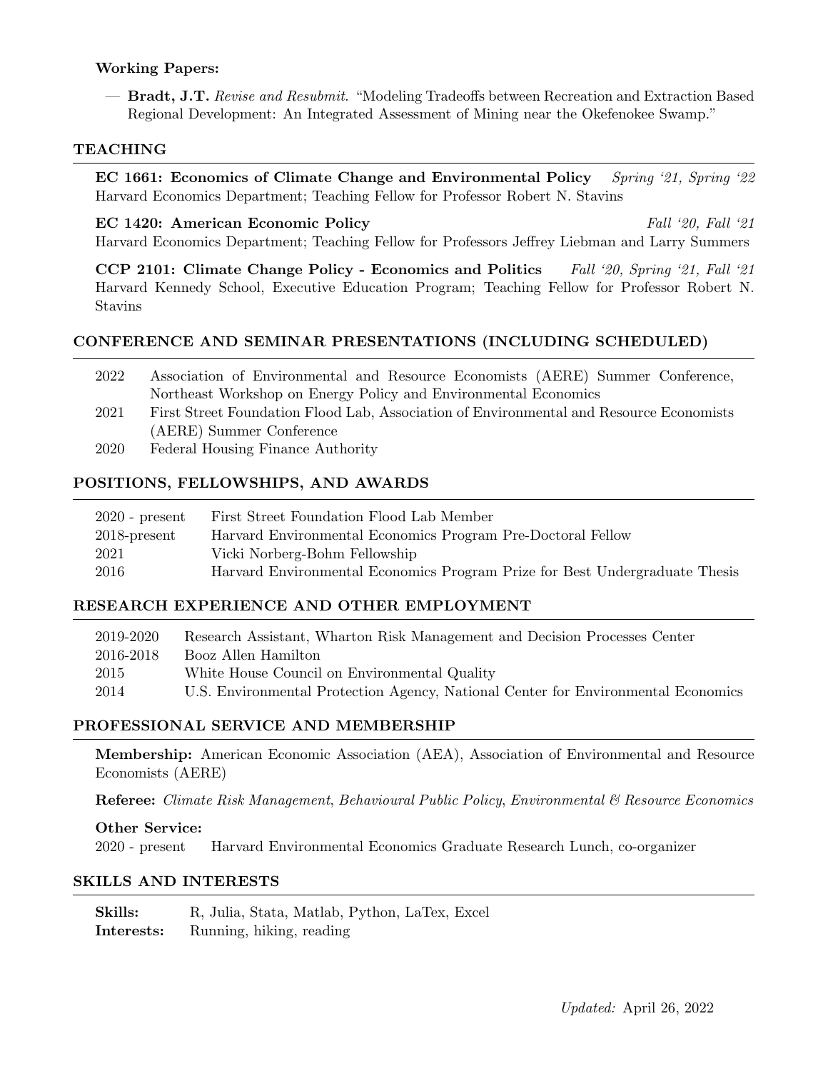**Working Papers:**

— **Bradt, J.T.** *Revise and Resubmit.* "Modeling Tradeoffs between Recreation and Extraction Based Regional Development: An Integrated Assessment of Mining near the Okefenokee Swamp."

## TEACHING

**EC 1661: Economics of Climate Change and Environmental Policy** *Spring '21, Spring '22*
Harvard Economics Department; Teaching Fellow for Professor Robert N. Stavins

**EC 1420: American Economic Policy** *Fall '20, Fall '21*
Harvard Economics Department; Teaching Fellow for Professors Jeffrey Liebman and Larry Summers

**CCP 2101: Climate Change Policy - Economics and Politics** *Fall '20, Spring '21, Fall '21*
Harvard Kennedy School, Executive Education Program; Teaching Fellow for Professor Robert N. Stavins

## CONFERENCE AND SEMINAR PRESENTATIONS (INCLUDING SCHEDULED)

| | |
|---|---|
| 2022 | Association of Environmental and Resource Economists (AERE) Summer Conference, Northeast Workshop on Energy Policy and Environmental Economics |
| 2021 | First Street Foundation Flood Lab, Association of Environmental and Resource Economists (AERE) Summer Conference |
| 2020 | Federal Housing Finance Authority |

## POSITIONS, FELLOWSHIPS, AND AWARDS

| | |
|---|---|
| 2020 - present | First Street Foundation Flood Lab Member |
| 2018-present | Harvard Environmental Economics Program Pre-Doctoral Fellow |
| 2021 | Vicki Norberg-Bohm Fellowship |
| 2016 | Harvard Environmental Economics Program Prize for Best Undergraduate Thesis |

## RESEARCH EXPERIENCE AND OTHER EMPLOYMENT

| | |
|---|---|
| 2019-2020 | Research Assistant, Wharton Risk Management and Decision Processes Center |
| 2016-2018 | Booz Allen Hamilton |
| 2015 | White House Council on Environmental Quality |
| 2014 | U.S. Environmental Protection Agency, National Center for Environmental Economics |

## PROFESSIONAL SERVICE AND MEMBERSHIP

**Membership:** American Economic Association (AEA), Association of Environmental and Resource Economists (AERE)

**Referee:** *Climate Risk Management*, *Behavioural Public Policy*, *Environmental & Resource Economics*

**Other Service:**
2020 - present Harvard Environmental Economics Graduate Research Lunch, co-organizer

## SKILLS AND INTERESTS

| | |
|---|---|
| **Skills:** | R, Julia, Stata, Matlab, Python, LaTex, Excel |
| **Interests:** | Running, hiking, reading |

*Updated:* April 26, 2022